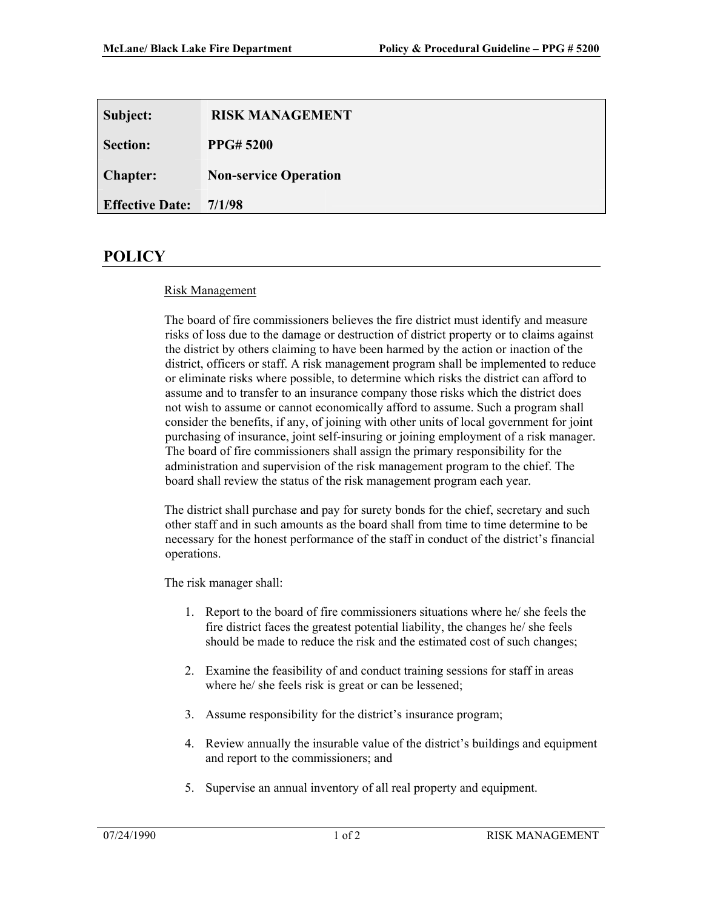| | |
|---|---|
| **Subject:** | **RISK MANAGEMENT** |
| **Section:** | **PPG# 5200** |
| **Chapter:** | **Non-service Operation** |
| **Effective Date:** | **7/1/98** |

# POLICY

Risk Management

The board of fire commissioners believes the fire district must identify and measure risks of loss due to the damage or destruction of district property or to claims against the district by others claiming to have been harmed by the action or inaction of the district, officers or staff. A risk management program shall be implemented to reduce or eliminate risks where possible, to determine which risks the district can afford to assume and to transfer to an insurance company those risks which the district does not wish to assume or cannot economically afford to assume. Such a program shall consider the benefits, if any, of joining with other units of local government for joint purchasing of insurance, joint self-insuring or joining employment of a risk manager. The board of fire commissioners shall assign the primary responsibility for the administration and supervision of the risk management program to the chief. The board shall review the status of the risk management program each year.

The district shall purchase and pay for surety bonds for the chief, secretary and such other staff and in such amounts as the board shall from time to time determine to be necessary for the honest performance of the staff in conduct of the district's financial operations.

The risk manager shall:

1. Report to the board of fire commissioners situations where he/ she feels the fire district faces the greatest potential liability, the changes he/ she feels should be made to reduce the risk and the estimated cost of such changes;

2. Examine the feasibility of and conduct training sessions for staff in areas where he/ she feels risk is great or can be lessened;

3. Assume responsibility for the district's insurance program;

4. Review annually the insurable value of the district's buildings and equipment and report to the commissioners; and

5. Supervise an annual inventory of all real property and equipment.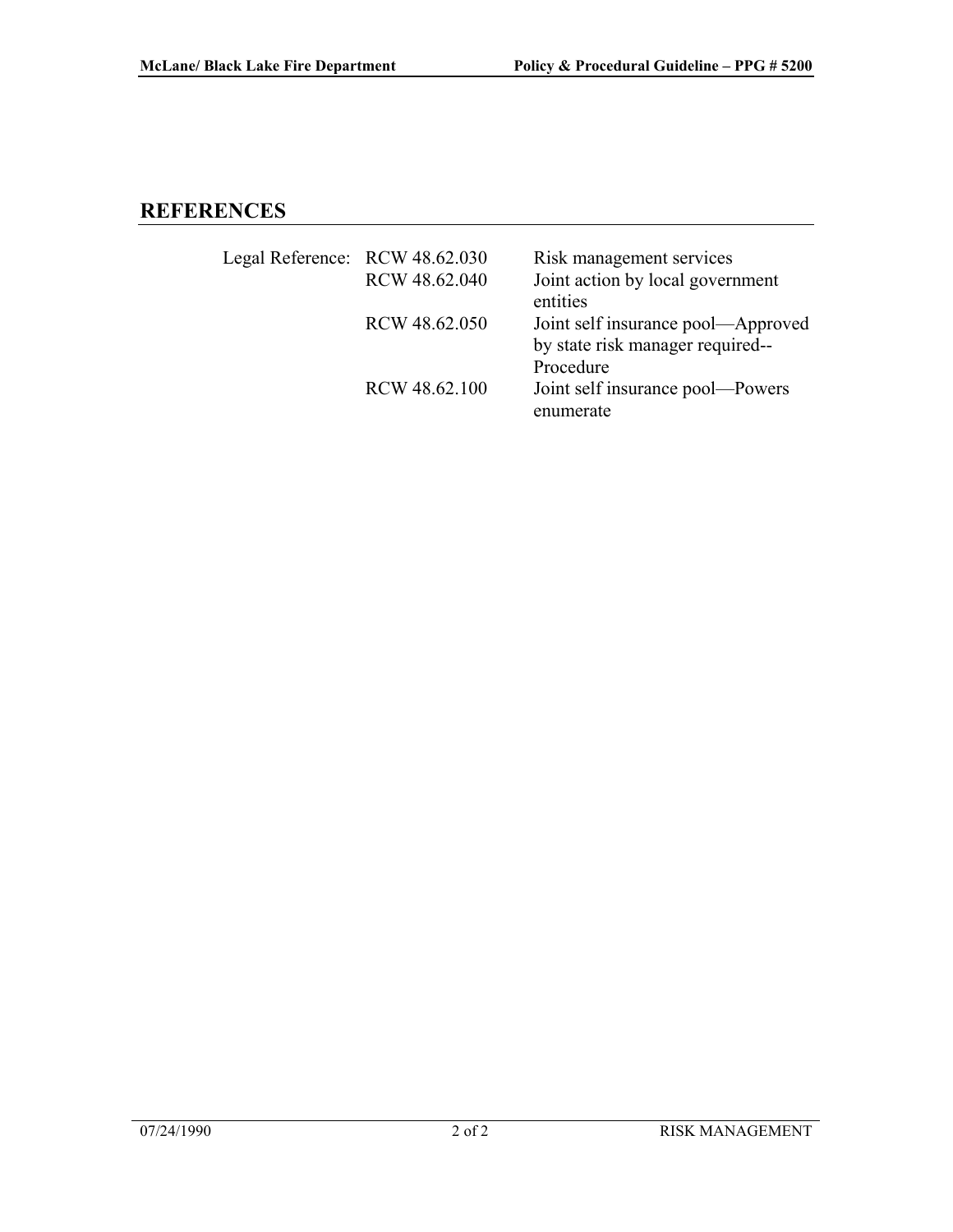## REFERENCES

| | | |
|---|---|---|
| Legal Reference: | RCW 48.62.030 | Risk management services |
| | RCW 48.62.040 | Joint action by local government entities |
| | RCW 48.62.050 | Joint self insurance pool—Approved by state risk manager required--Procedure |
| | RCW 48.62.100 | Joint self insurance pool—Powers enumerate |